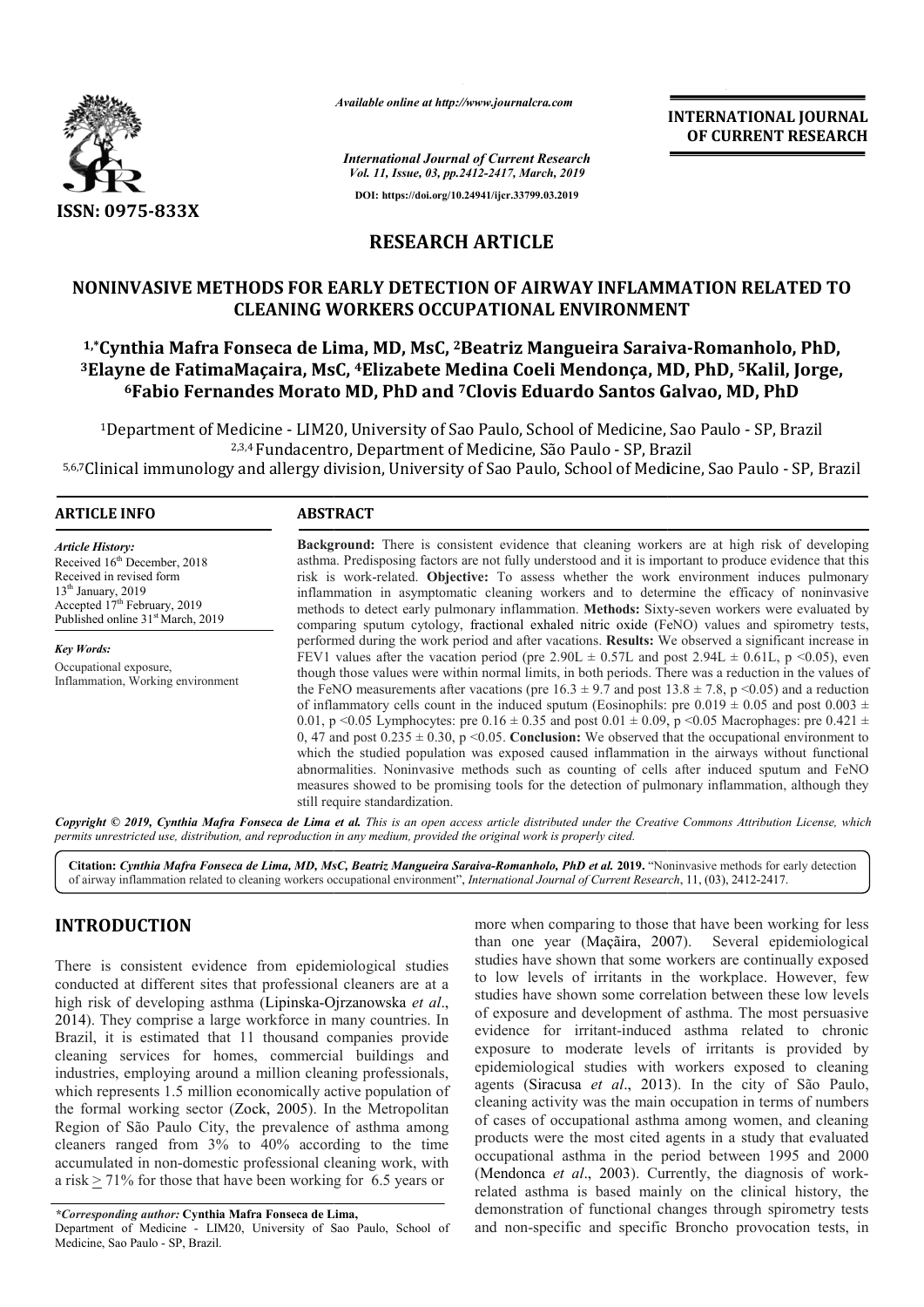# RESEARCH ARTICLE

## NONINVASIVE METHODS FOR EARLY DETECTION OF AIRWAY INFLAMMATION RELATED TO CLEANING WORKERS OCCUPATIONAL ENVIRONMENT

[1,*]Cynthia Mafra Fonseca de Lima, MD, MsC, [2]Beatriz Mangueira Saraiva-Romanholo, PhD, [3]Elayne de FatimaMaçaira, MsC, [4]Elizabete Medina Coeli Mendonça, MD, PhD, [5]Kalil, Jorge, [6]Fabio Fernandes Morato MD, PhD and [7]Clovis Eduardo Santos Galvao, MD, PhD

[1]Department of Medicine - LIM20, University of Sao Paulo, School of Medicine, Sao Paulo - SP, Brazil
[2,3,4]Fundacentro, Department of Medicine, São Paulo - SP, Brazil
[5,6,7]Clinical immunology and allergy division, University of Sao Paulo, School of Medicine, Sao Paulo - SP, Brazil

**ARTICLE INFO**

*Article History:*
Received 16[th] December, 2018
Received in revised form
13[th] January, 2019
Accepted 17[th] February, 2019
Published online 31[st] March, 2019

*Key Words:*
Occupational exposure,
Inflammation, Working environment

**ABSTRACT**

**Background:** There is consistent evidence that cleaning workers are at high risk of developing asthma. Predisposing factors are not fully understood and it is important to produce evidence that this risk is work-related. **Objective:** To assess whether the work environment induces pulmonary inflammation in asymptomatic cleaning workers and to determine the efficacy of noninvasive methods to detect early pulmonary inflammation. **Methods:** Sixty-seven workers were evaluated by comparing sputum cytology, fractional exhaled nitric oxide (FeNO) values and spirometry tests, performed during the work period and after vacations. **Results:** We observed a significant increase in FEV1 values after the vacation period (pre 2.90L ± 0.57L and post 2.94L ± 0.61L, p <0.05), even though those values were within normal limits, in both periods. There was a reduction in the values of the FeNO measurements after vacations (pre 16.3 ± 9.7 and post 13.8 ± 7.8, p <0.05) and a reduction of inflammatory cells count in the induced sputum (Eosinophils: pre 0.019 ± 0.05 and post 0.003 ± 0.01, p <0.05 Lymphocytes: pre 0.16 ± 0.35 and post 0.01 ± 0.09, p <0.05 Macrophages: pre 0.421 ± 0, 47 and post 0.235 ± 0.30, p <0.05. **Conclusion:** We observed that the occupational environment to which the studied population was exposed caused inflammation in the airways without functional abnormalities. Noninvasive methods such as counting of cells after induced sputum and FeNO measures showed to be promising tools for the detection of pulmonary inflammation, although they still require standardization.

***Copyright © 2019, Cynthia Mafra Fonseca de Lima et al.** This is an open access article distributed under the Creative Commons Attribution License, which permits unrestricted use, distribution, and reproduction in any medium, provided the original work is properly cited.*

**Citation:** *Cynthia Mafra Fonseca de Lima, MD, MsC, Beatriz Mangueira Saraiva-Romanholo, PhD et al.* **2019.** "Noninvasive methods for early detection of airway inflammation related to cleaning workers occupational environment", *International Journal of Current Research*, 11, (03), 2412-2417.

## INTRODUCTION

There is consistent evidence from epidemiological studies conducted at different sites that professional cleaners are at a high risk of developing asthma (Lipinska-Ojrzanowska *et al*., 2014). They comprise a large workforce in many countries. In Brazil, it is estimated that 11 thousand companies provide cleaning services for homes, commercial buildings and industries, employing around a million cleaning professionals, which represents 1.5 million economically active population of the formal working sector (Zock, 2005). In the Metropolitan Region of São Paulo City, the prevalence of asthma among cleaners ranged from 3% to 40% according to the time accumulated in non-domestic professional cleaning work, with a risk ≥ 71% for those that have been working for 6.5 years or more when comparing to those that have been working for less than one year (Maçãira, 2007). Several epidemiological studies have shown that some workers are continually exposed to low levels of irritants in the workplace. However, few studies have shown some correlation between these low levels of exposure and development of asthma. The most persuasive evidence for irritant-induced asthma related to chronic exposure to moderate levels of irritants is provided by epidemiological studies with workers exposed to cleaning agents (Siracusa *et al*., 2013). In the city of São Paulo, cleaning activity was the main occupation in terms of numbers of cases of occupational asthma among women, and cleaning products were the most cited agents in a study that evaluated occupational asthma in the period between 1995 and 2000 (Mendonca *et al*., 2003). Currently, the diagnosis of work-related asthma is based mainly on the clinical history, the demonstration of functional changes through spirometry tests and non-specific and specific Broncho provocation tests, in

*\*Corresponding author:* **Cynthia Mafra Fonseca de Lima,**
Department of Medicine - LIM20, University of Sao Paulo, School of Medicine, Sao Paulo - SP, Brazil.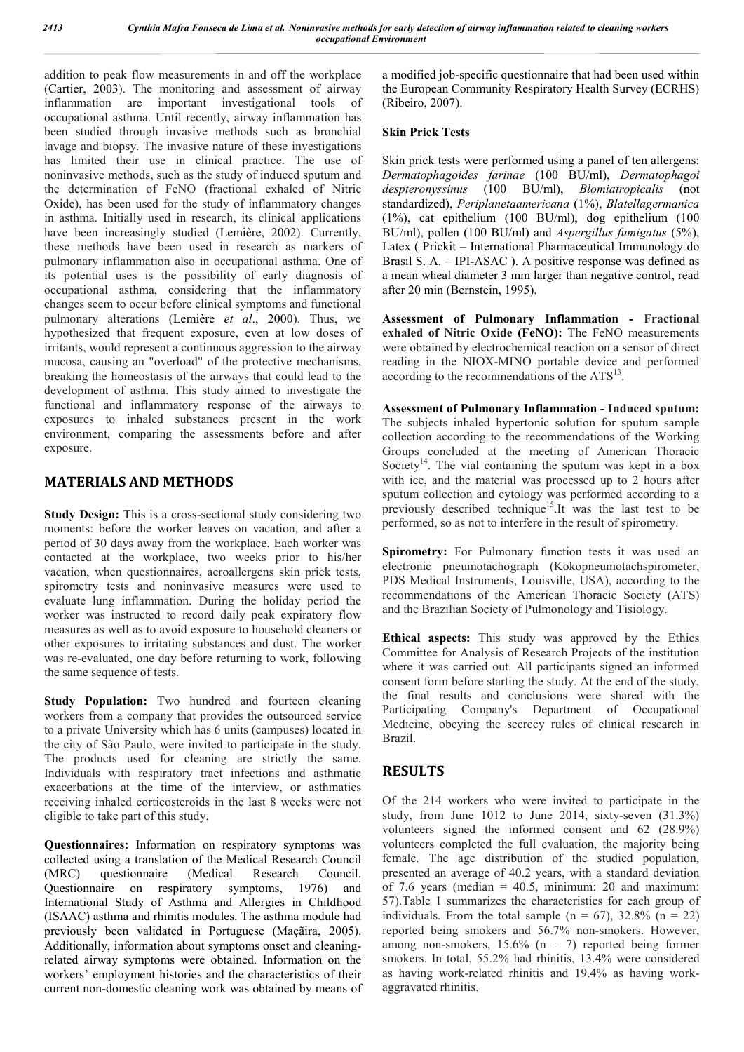addition to peak flow measurements in and off the workplace (Cartier, 2003). The monitoring and assessment of airway inflammation are important investigational tools of occupational asthma. Until recently, airway inflammation has been studied through invasive methods such as bronchial lavage and biopsy. The invasive nature of these investigations has limited their use in clinical practice. The use of noninvasive methods, such as the study of induced sputum and the determination of FeNO (fractional exhaled of Nitric Oxide), has been used for the study of inflammatory changes in asthma. Initially used in research, its clinical applications have been increasingly studied (Lemière, 2002). Currently, these methods have been used in research as markers of pulmonary inflammation also in occupational asthma. One of its potential uses is the possibility of early diagnosis of occupational asthma, considering that the inflammatory changes seem to occur before clinical symptoms and functional pulmonary alterations (Lemière *et al*., 2000). Thus, we hypothesized that frequent exposure, even at low doses of irritants, would represent a continuous aggression to the airway mucosa, causing an "overload" of the protective mechanisms, breaking the homeostasis of the airways that could lead to the development of asthma. This study aimed to investigate the functional and inflammatory response of the airways to exposures to inhaled substances present in the work environment, comparing the assessments before and after exposure.

## MATERIALS AND METHODS

**Study Design:** This is a cross-sectional study considering two moments: before the worker leaves on vacation, and after a period of 30 days away from the workplace. Each worker was contacted at the workplace, two weeks prior to his/her vacation, when questionnaires, aeroallergens skin prick tests, spirometry tests and noninvasive measures were used to evaluate lung inflammation. During the holiday period the worker was instructed to record daily peak expiratory flow measures as well as to avoid exposure to household cleaners or other exposures to irritating substances and dust. The worker was re-evaluated, one day before returning to work, following the same sequence of tests.

**Study Population:** Two hundred and fourteen cleaning workers from a company that provides the outsourced service to a private University which has 6 units (campuses) located in the city of São Paulo, were invited to participate in the study. The products used for cleaning are strictly the same. Individuals with respiratory tract infections and asthmatic exacerbations at the time of the interview, or asthmatics receiving inhaled corticosteroids in the last 8 weeks were not eligible to take part of this study.

**Questionnaires:** Information on respiratory symptoms was collected using a translation of the Medical Research Council (MRC) questionnaire (Medical Research Council. Questionnaire on respiratory symptoms, 1976) and International Study of Asthma and Allergies in Childhood (ISAAC) asthma and rhinitis modules. The asthma module had previously been validated in Portuguese (Maçãira, 2005). Additionally, information about symptoms onset and cleaning-related airway symptoms were obtained. Information on the workers' employment histories and the characteristics of their current non-domestic cleaning work was obtained by means of a modified job-specific questionnaire that had been used within the European Community Respiratory Health Survey (ECRHS) (Ribeiro, 2007).

**Skin Prick Tests**

Skin prick tests were performed using a panel of ten allergens: *Dermatophagoides farinae* (100 BU/ml), *Dermatophagoi despteronyssinus* (100 BU/ml), *Blomiatropicalis* (not standardized), *Periplanetaamericana* (1%), *Blatellagermanica* (1%), cat epithelium (100 BU/ml), dog epithelium (100 BU/ml), pollen (100 BU/ml) and *Aspergillus fumigatus* (5%), Latex ( Prickit – International Pharmaceutical Immunology do Brasil S. A. – IPI-ASAC ). A positive response was defined as a mean wheal diameter 3 mm larger than negative control, read after 20 min (Bernstein, 1995).

**Assessment of Pulmonary Inflammation - Fractional exhaled of Nitric Oxide (FeNO):** The FeNO measurements were obtained by electrochemical reaction on a sensor of direct reading in the NIOX-MINO portable device and performed according to the recommendations of the ATS[13].

**Assessment of Pulmonary Inflammation - Induced sputum:** The subjects inhaled hypertonic solution for sputum sample collection according to the recommendations of the Working Groups concluded at the meeting of American Thoracic Society[14]. The vial containing the sputum was kept in a box with ice, and the material was processed up to 2 hours after sputum collection and cytology was performed according to a previously described technique[15].It was the last test to be performed, so as not to interfere in the result of spirometry.

**Spirometry:** For Pulmonary function tests it was used an electronic pneumotachograph (Kokopneumotachspirometer, PDS Medical Instruments, Louisville, USA), according to the recommendations of the American Thoracic Society (ATS) and the Brazilian Society of Pulmonology and Tisiology.

**Ethical aspects:** This study was approved by the Ethics Committee for Analysis of Research Projects of the institution where it was carried out. All participants signed an informed consent form before starting the study. At the end of the study, the final results and conclusions were shared with the Participating Company's Department of Occupational Medicine, obeying the secrecy rules of clinical research in Brazil.

## RESULTS

Of the 214 workers who were invited to participate in the study, from June 1012 to June 2014, sixty-seven (31.3%) volunteers signed the informed consent and 62 (28.9%) volunteers completed the full evaluation, the majority being female. The age distribution of the studied population, presented an average of 40.2 years, with a standard deviation of 7.6 years (median = 40.5, minimum: 20 and maximum: 57).Table 1 summarizes the characteristics for each group of individuals. From the total sample (n = 67), 32.8% (n = 22) reported being smokers and 56.7% non-smokers. However, among non-smokers, 15.6% (n = 7) reported being former smokers. In total, 55.2% had rhinitis, 13.4% were considered as having work-related rhinitis and 19.4% as having work-aggravated rhinitis.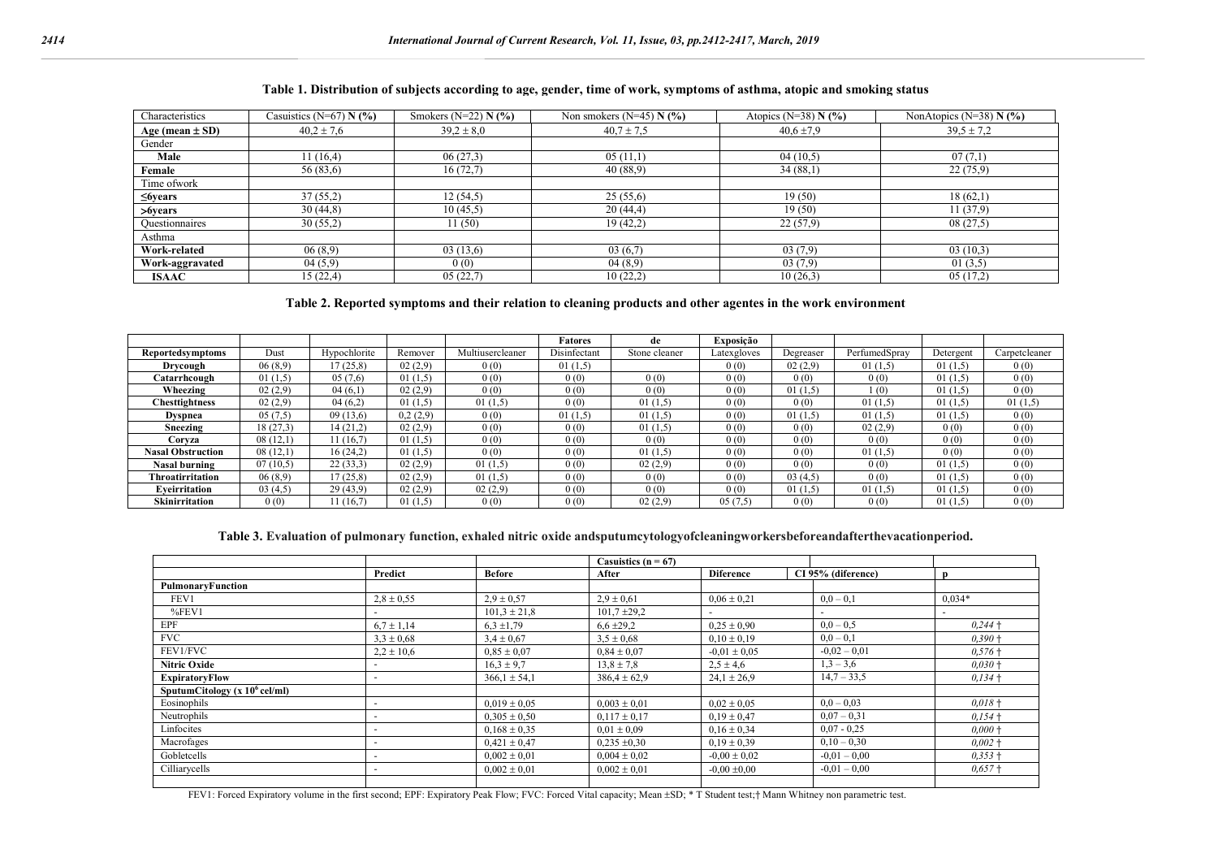**Table 1. Distribution of subjects according to age, gender, time of work, symptoms of asthma, atopic and smoking status**

| Characteristics | Casuistics (N=67) N (%) | Smokers (N=22) N (%) | Non smokers (N=45) N (%) | Atopics (N=38) N (%) | NonAtopics (N=38) N (%) |
|---|---|---|---|---|---|
| **Age (mean ± SD)** | 40,2 ± 7,6 | 39,2 ± 8,0 | 40,7 ± 7,5 | 40,6 ±7,9 | 39,5 ± 7,2 |
| Gender | | | | | |
| **Male** | 11 (16,4) | 06 (27,3) | 05 (11,1) | 04 (10,5) | 07 (7,1) |
| **Female** | 56 (83,6) | 16 (72,7) | 40 (88,9) | 34 (88,1) | 22 (75,9) |
| Time ofwork | | | | | |
| **≤6years** | 37 (55,2) | 12 (54,5) | 25 (55,6) | 19 (50) | 18 (62,1) |
| **>6years** | 30 (44,8) | 10 (45,5) | 20 (44,4) | 19 (50) | 11 (37,9) |
| Questionnaires | 30 (55,2) | 11 (50) | 19 (42,2) | 22 (57,9) | 08 (27,5) |
| Asthma | | | | | |
| **Work-related** | 06 (8,9) | 03 (13,6) | 03 (6,7) | 03 (7,9) | 03 (10,3) |
| **Work-aggravated** | 04 (5,9) | 0 (0) | 04 (8,9) | 03 (7,9) | 01 (3,5) |
| **ISAAC** | 15 (22,4) | 05 (22,7) | 10 (22,2) | 10 (26,3) | 05 (17,2) |

**Table 2. Reported symptoms and their relation to cleaning products and other agentes in the work environment**

| | | | | | **Fatores** | **de** | **Exposição** | | | | |
|---|---|---|---|---|---|---|---|---|---|---|---|
| **Reportedsymptoms** | Dust | Hypochlorite | Remover | Multiusercleaner | Disinfectant | Stone cleaner | Latexgloves | Degreaser | PerfumedSpray | Detergent | Carpetcleaner |
| **Drycough** | 06 (8,9) | 17 (25,8) | 02 (2,9) | 0 (0) | 01 (1,5) | | 0 (0) | 02 (2,9) | 01 (1,5) | 01 (1,5) | 0 (0) |
| **Catarrhcough** | 01 (1,5) | 05 (7,6) | 01 (1,5) | 0 (0) | 0 (0) | 0 (0) | 0 (0) | 0 (0) | 0 (0) | 01 (1,5) | 0 (0) |
| **Wheezing** | 02 (2,9) | 04 (6,1) | 02 (2,9) | 0 (0) | 0 (0) | 0 (0) | 0 (0) | 01 (1,5) | 1 (0) | 01 (1,5) | 0 (0) |
| **Chesttightness** | 02 (2,9) | 04 (6,2) | 01 (1,5) | 01 (1,5) | 0 (0) | 01 (1,5) | 0 (0) | 0 (0) | 01 (1,5) | 01 (1,5) | 01 (1,5) |
| **Dyspnea** | 05 (7,5) | 09 (13,6) | 0,2 (2,9) | 0 (0) | 01 (1,5) | 01 (1,5) | 0 (0) | 01 (1,5) | 01 (1,5) | 01 (1,5) | 0 (0) |
| **Sneezing** | 18 (27,3) | 14 (21,2) | 02 (2,9) | 0 (0) | 0 (0) | 01 (1,5) | 0 (0) | 0 (0) | 02 (2,9) | 0 (0) | 0 (0) |
| **Coryza** | 08 (12,1) | 11 (16,7) | 01 (1,5) | 0 (0) | 0 (0) | 0 (0) | 0 (0) | 0 (0) | 0 (0) | 0 (0) | 0 (0) |
| **Nasal Obstruction** | 08 (12,1) | 16 (24,2) | 01 (1,5) | 0 (0) | 0 (0) | 01 (1,5) | 0 (0) | 0 (0) | 01 (1,5) | 0 (0) | 0 (0) |
| **Nasal burning** | 07 (10,5) | 22 (33,3) | 02 (2,9) | 01 (1,5) | 0 (0) | 02 (2,9) | 0 (0) | 0 (0) | 0 (0) | 01 (1,5) | 0 (0) |
| **Throatirritation** | 06 (8,9) | 17 (25,8) | 02 (2,9) | 01 (1,5) | 0 (0) | 0 (0) | 0 (0) | 03 (4,5) | 0 (0) | 01 (1,5) | 0 (0) |
| **Eyeirritation** | 03 (4,5) | 29 (43,9) | 02 (2,9) | 02 (2,9) | 0 (0) | 0 (0) | 0 (0) | 01 (1,5) | 01 (1,5) | 01 (1,5) | 0 (0) |
| **Skinirritation** | 0 (0) | 11 (16,7) | 01 (1,5) | 0 (0) | 0 (0) | 02 (2,9) | 05 (7,5) | 0 (0) | 0 (0) | 01 (1,5) | 0 (0) |

**Table 3. Evaluation of pulmonary function, exhaled nitric oxide andsputumcytologyofcleaningworkersbeforeandafterthevacationperiod.**

| | | | Casuistics (n = 67) | | | |
|---|---|---|---|---|---|---|
| | **Predict** | **Before** | **After** | **Diference** | **CI 95% (diference)** | **p** |
| **PulmonaryFunction** | | | | | | |
| FEV1 | 2,8 ± 0,55 | 2,9 ± 0,57 | 2,9 ± 0,61 | 0,06 ± 0,21 | 0,0 – 0,1 | 0,034* |
| %FEV1 | - | 101,3 ± 21,8 | 101,7 ±29,2 | - | - | - |
| EPF | 6,7 ± 1,14 | 6,3 ±1,79 | 6,6 ±29,2 | 0,25 ± 0,90 | 0,0 – 0,5 | *0,244 †* |
| FVC | 3,3 ± 0,68 | 3,4 ± 0,67 | 3,5 ± 0,68 | 0,10 ± 0,19 | 0,0 – 0,1 | *0,390 †* |
| FEV1/FVC | 2,2 ± 10,6 | 0,85 ± 0,07 | 0,84 ± 0,07 | -0,01 ± 0,05 | -0,02 – 0,01 | *0,576 †* |
| **Nitric Oxide** | - | 16,3 ± 9,7 | 13,8 ± 7,8 | 2,5 ± 4,6 | 1,3 – 3,6 | *0,030 †* |
| **ExpiratoryFlow** | - | 366,1 ± 54,1 | 386,4 ± 62,9 | 24,1 ± 26,9 | 14,7 – 33,5 | *0,134 †* |
| **SputumCitology (x $10^6$ cel/ml)** | | | | | | |
| Eosinophils | - | 0,019 ± 0,05 | 0,003 ± 0,01 | 0,02 ± 0,05 | 0,0 – 0,03 | *0,018 †* |
| Neutrophils | - | 0,305 ± 0,50 | 0,117 ± 0,17 | 0,19 ± 0,47 | 0,07 – 0,31 | *0,154 †* |
| Linfocites | - | 0,168 ± 0,35 | 0,01 ± 0,09 | 0,16 ± 0,34 | 0,07 - 0,25 | *0,000 †* |
| Macrofages | - | 0,421 ± 0,47 | 0,235 ±0,30 | 0,19 ± 0,39 | 0,10 – 0,30 | *0,002 †* |
| Gobletcells | - | 0,002 ± 0,01 | 0,004 ± 0,02 | -0,00 ± 0,02 | -0,01 – 0,00 | *0,353 †* |
| Cilliarycells | - | 0,002 ± 0,01 | 0,002 ± 0,01 | -0,00 ±0,00 | -0,01 – 0,00 | *0,657 †* |

FEV1: Forced Expiratory volume in the first second; EPF: Expiratory Peak Flow; FVC: Forced Vital capacity; Mean ±SD; * T Student test;† Mann Whitney non parametric test.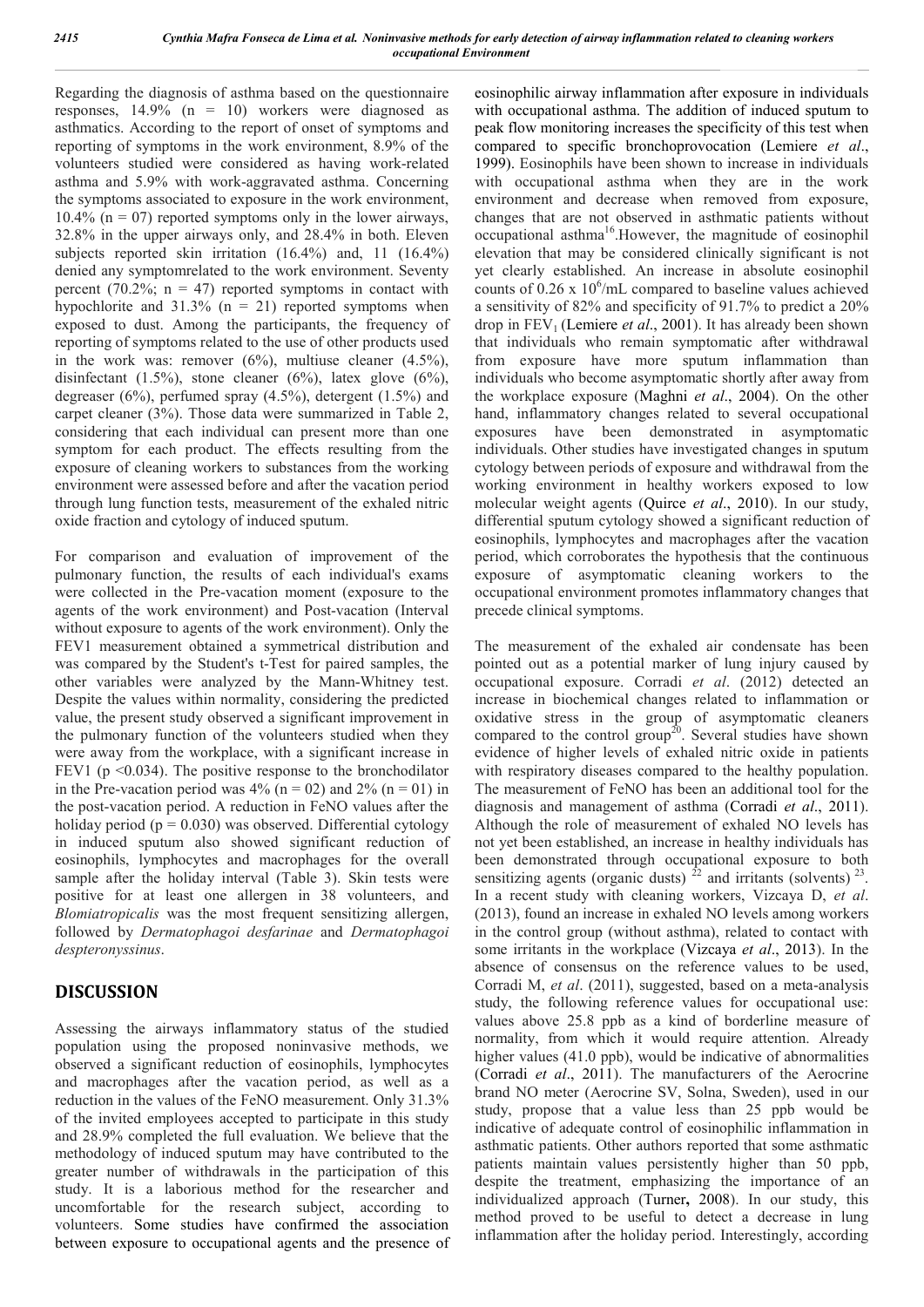Regarding the diagnosis of asthma based on the questionnaire responses, 14.9% (n = 10) workers were diagnosed as asthmatics. According to the report of onset of symptoms and reporting of symptoms in the work environment, 8.9% of the volunteers studied were considered as having work-related asthma and 5.9% with work-aggravated asthma. Concerning the symptoms associated to exposure in the work environment, 10.4% (n = 07) reported symptoms only in the lower airways, 32.8% in the upper airways only, and 28.4% in both. Eleven subjects reported skin irritation (16.4%) and, 11 (16.4%) denied any symptomrelated to the work environment. Seventy percent (70.2%; n = 47) reported symptoms in contact with hypochlorite and 31.3% (n = 21) reported symptoms when exposed to dust. Among the participants, the frequency of reporting of symptoms related to the use of other products used in the work was: remover (6%), multiuse cleaner (4.5%), disinfectant (1.5%), stone cleaner (6%), latex glove (6%), degreaser (6%), perfumed spray (4.5%), detergent (1.5%) and carpet cleaner (3%). Those data were summarized in Table 2, considering that each individual can present more than one symptom for each product. The effects resulting from the exposure of cleaning workers to substances from the working environment were assessed before and after the vacation period through lung function tests, measurement of the exhaled nitric oxide fraction and cytology of induced sputum.

For comparison and evaluation of improvement of the pulmonary function, the results of each individual's exams were collected in the Pre-vacation moment (exposure to the agents of the work environment) and Post-vacation (Interval without exposure to agents of the work environment). Only the FEV1 measurement obtained a symmetrical distribution and was compared by the Student's t-Test for paired samples, the other variables were analyzed by the Mann-Whitney test. Despite the values within normality, considering the predicted value, the present study observed a significant improvement in the pulmonary function of the volunteers studied when they were away from the workplace, with a significant increase in FEV1 ($p < 0.034$). The positive response to the bronchodilator in the Pre-vacation period was 4% (n = 02) and 2% (n = 01) in the post-vacation period. A reduction in FeNO values after the holiday period ($p = 0.030$) was observed. Differential cytology in induced sputum also showed significant reduction of eosinophils, lymphocytes and macrophages for the overall sample after the holiday interval (Table 3). Skin tests were positive for at least one allergen in 38 volunteers, and *Blomiatropicalis* was the most frequent sensitizing allergen, followed by *Dermatophagoi desfarinae* and *Dermatophagoi despteronyssinus*.

## DISCUSSION

Assessing the airways inflammatory status of the studied population using the proposed noninvasive methods, we observed a significant reduction of eosinophils, lymphocytes and macrophages after the vacation period, as well as a reduction in the values of the FeNO measurement. Only 31.3% of the invited employees accepted to participate in this study and 28.9% completed the full evaluation. We believe that the methodology of induced sputum may have contributed to the greater number of withdrawals in the participation of this study. It is a laborious method for the researcher and uncomfortable for the research subject, according to volunteers. Some studies have confirmed the association between exposure to occupational agents and the presence of eosinophilic airway inflammation after exposure in individuals with occupational asthma. The addition of induced sputum to peak flow monitoring increases the specificity of this test when compared to specific bronchoprovocation (Lemiere *et al*., 1999). Eosinophils have been shown to increase in individuals with occupational asthma when they are in the work environment and decrease when removed from exposure, changes that are not observed in asthmatic patients without occupational asthma[16].However, the magnitude of eosinophil elevation that may be considered clinically significant is not yet clearly established. An increase in absolute eosinophil counts of 0.26 x $10^6$/mL compared to baseline values achieved a sensitivity of 82% and specificity of 91.7% to predict a 20% drop in $FEV_1$ (Lemiere *et al*., 2001). It has already been shown that individuals who remain symptomatic after withdrawal from exposure have more sputum inflammation than individuals who become asymptomatic shortly after away from the workplace exposure (Maghni *et al*., 2004). On the other hand, inflammatory changes related to several occupational exposures have been demonstrated in asymptomatic individuals. Other studies have investigated changes in sputum cytology between periods of exposure and withdrawal from the working environment in healthy workers exposed to low molecular weight agents (Quirce *et al*., 2010). In our study, differential sputum cytology showed a significant reduction of eosinophils, lymphocytes and macrophages after the vacation period, which corroborates the hypothesis that the continuous exposure of asymptomatic cleaning workers to the occupational environment promotes inflammatory changes that precede clinical symptoms.

The measurement of the exhaled air condensate has been pointed out as a potential marker of lung injury caused by occupational exposure. Corradi *et al*. (2012) detected an increase in biochemical changes related to inflammation or oxidative stress in the group of asymptomatic cleaners compared to the control group[20]. Several studies have shown evidence of higher levels of exhaled nitric oxide in patients with respiratory diseases compared to the healthy population. The measurement of FeNO has been an additional tool for the diagnosis and management of asthma (Corradi *et al*., 2011). Although the role of measurement of exhaled NO levels has not yet been established, an increase in healthy individuals has been demonstrated through occupational exposure to both sensitizing agents (organic dusts) [22] and irritants (solvents) [23]. In a recent study with cleaning workers, Vizcaya D, *et al*. (2013), found an increase in exhaled NO levels among workers in the control group (without asthma), related to contact with some irritants in the workplace (Vizcaya *et al*., 2013). In the absence of consensus on the reference values to be used, Corradi M, *et al*. (2011), suggested, based on a meta-analysis study, the following reference values for occupational use: values above 25.8 ppb as a kind of borderline measure of normality, from which it would require attention. Already higher values (41.0 ppb), would be indicative of abnormalities (Corradi *et al*., 2011). The manufacturers of the Aerocrine brand NO meter (Aerocrine SV, Solna, Sweden), used in our study, propose that a value less than 25 ppb would be indicative of adequate control of eosinophilic inflammation in asthmatic patients. Other authors reported that some asthmatic patients maintain values persistently higher than 50 ppb, despite the treatment, emphasizing the importance of an individualized approach (Turner**,** 2008). In our study, this method proved to be useful to detect a decrease in lung inflammation after the holiday period. Interestingly, according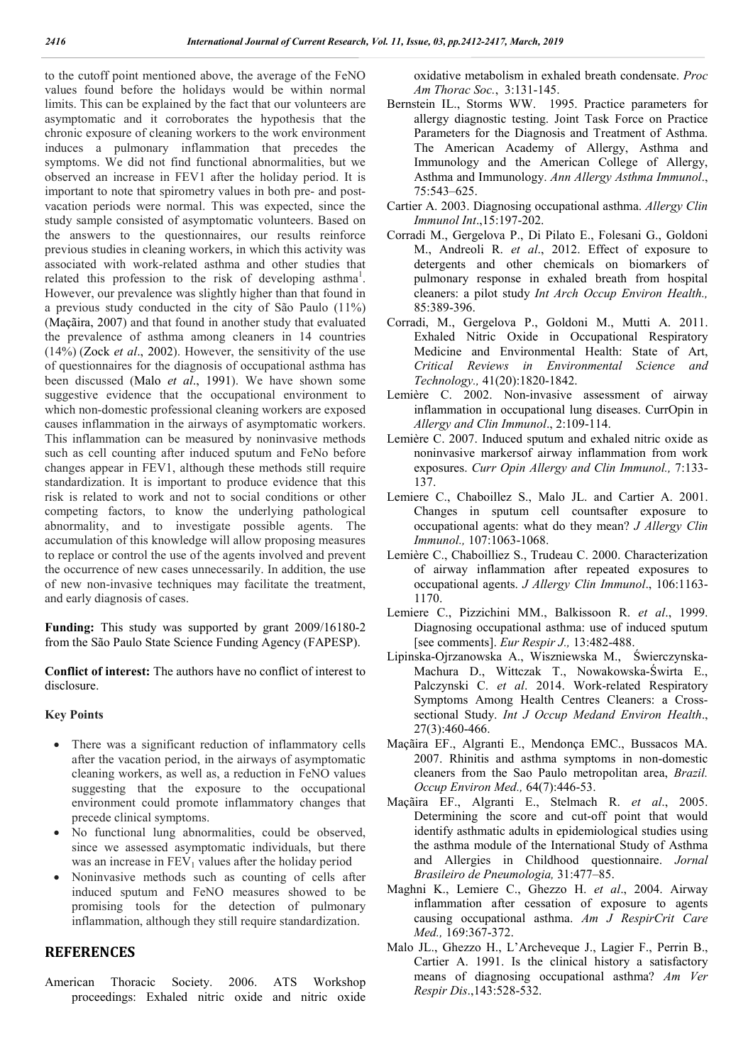to the cutoff point mentioned above, the average of the FeNO values found before the holidays would be within normal limits. This can be explained by the fact that our volunteers are asymptomatic and it corroborates the hypothesis that the chronic exposure of cleaning workers to the work environment induces a pulmonary inflammation that precedes the symptoms. We did not find functional abnormalities, but we observed an increase in FEV1 after the holiday period. It is important to note that spirometry values in both pre- and post-vacation periods were normal. This was expected, since the study sample consisted of asymptomatic volunteers. Based on the answers to the questionnaires, our results reinforce previous studies in cleaning workers, in which this activity was associated with work-related asthma and other studies that related this profession to the risk of developing asthma[1]. However, our prevalence was slightly higher than that found in a previous study conducted in the city of São Paulo (11%) (Maçãira, 2007) and that found in another study that evaluated the prevalence of asthma among cleaners in 14 countries (14%) (Zock *et al*., 2002). However, the sensitivity of the use of questionnaires for the diagnosis of occupational asthma has been discussed (Malo *et al*., 1991). We have shown some suggestive evidence that the occupational environment to which non-domestic professional cleaning workers are exposed causes inflammation in the airways of asymptomatic workers. This inflammation can be measured by noninvasive methods such as cell counting after induced sputum and FeNo before changes appear in FEV1, although these methods still require standardization. It is important to produce evidence that this risk is related to work and not to social conditions or other competing factors, to know the underlying pathological abnormality, and to investigate possible agents. The accumulation of this knowledge will allow proposing measures to replace or control the use of the agents involved and prevent the occurrence of new cases unnecessarily. In addition, the use of new non-invasive techniques may facilitate the treatment, and early diagnosis of cases.

**Funding:** This study was supported by grant 2009/16180-2 from the São Paulo State Science Funding Agency (FAPESP).

**Conflict of interest:** The authors have no conflict of interest to disclosure.

**Key Points**

- There was a significant reduction of inflammatory cells after the vacation period, in the airways of asymptomatic cleaning workers, as well as, a reduction in FeNO values suggesting that the exposure to the occupational environment could promote inflammatory changes that precede clinical symptoms.
- No functional lung abnormalities, could be observed, since we assessed asymptomatic individuals, but there was an increase in $FEV_1$ values after the holiday period
- Noninvasive methods such as counting of cells after induced sputum and FeNO measures showed to be promising tools for the detection of pulmonary inflammation, although they still require standardization.

## REFERENCES

American Thoracic Society. 2006. ATS Workshop proceedings: Exhaled nitric oxide and nitric oxide oxidative metabolism in exhaled breath condensate. *Proc Am Thorac Soc.*, 3:131-145.

Bernstein IL., Storms WW. 1995. Practice parameters for allergy diagnostic testing. Joint Task Force on Practice Parameters for the Diagnosis and Treatment of Asthma. The American Academy of Allergy, Asthma and Immunology and the American College of Allergy, Asthma and Immunology. *Ann Allergy Asthma Immunol*., 75:543–625.

Cartier A. 2003. Diagnosing occupational asthma. *Allergy Clin Immunol Int*.,15:197-202.

Corradi M., Gergelova P., Di Pilato E., Folesani G., Goldoni M., Andreoli R. *et al*., 2012. Effect of exposure to detergents and other chemicals on biomarkers of pulmonary response in exhaled breath from hospital cleaners: a pilot study *Int Arch Occup Environ Health.,* 85:389-396.

Corradi, M., Gergelova P., Goldoni M., Mutti A. 2011. Exhaled Nitric Oxide in Occupational Respiratory Medicine and Environmental Health: State of Art, *Critical Reviews in Environmental Science and Technology.,* 41(20):1820-1842.

Lemière C. 2002. Non-invasive assessment of airway inflammation in occupational lung diseases. CurrOpin in *Allergy and Clin Immunol*., 2:109-114.

Lemière C. 2007. Induced sputum and exhaled nitric oxide as noninvasive markersof airway inflammation from work exposures. *Curr Opin Allergy and Clin Immunol.,* 7:133-137.

Lemiere C., Chaboillez S., Malo JL. and Cartier A. 2001. Changes in sputum cell countsafter exposure to occupational agents: what do they mean? *J Allergy Clin Immunol.,* 107:1063-1068.

Lemière C., Chaboilliez S., Trudeau C. 2000. Characterization of airway inflammation after repeated exposures to occupational agents. *J Allergy Clin Immunol*., 106:1163-1170.

Lemiere C., Pizzichini MM., Balkissoon R. *et al*., 1999. Diagnosing occupational asthma: use of induced sputum [see comments]. *Eur Respir J.,* 13:482-488.

Lipinska-Ojrzanowska A., Wiszniewska M., Świerczynska-Machura D., Wittczak T., Nowakowska-Świrta E., Palczynski C. *et al*. 2014. Work-related Respiratory Symptoms Among Health Centres Cleaners: a Cross-sectional Study. *Int J Occup Medand Environ Health*., 27(3):460-466.

Maçãira EF., Algranti E., Mendonça EMC., Bussacos MA. 2007. Rhinitis and asthma symptoms in non-domestic cleaners from the Sao Paulo metropolitan area, *Brazil. Occup Environ Med.,* 64(7):446-53.

Maçãira EF., Algranti E., Stelmach R. *et al*., 2005. Determining the score and cut-off point that would identify asthmatic adults in epidemiological studies using the asthma module of the International Study of Asthma and Allergies in Childhood questionnaire. *Jornal Brasileiro de Pneumologia,* 31:477–85.

Maghni K., Lemiere C., Ghezzo H. *et al*., 2004. Airway inflammation after cessation of exposure to agents causing occupational asthma. *Am J RespirCrit Care Med.,* 169:367-372.

Malo JL., Ghezzo H., L'Archeveque J., Lagier F., Perrin B., Cartier A. 1991. Is the clinical history a satisfactory means of diagnosing occupational asthma? *Am Ver Respir Dis*.,143:528-532.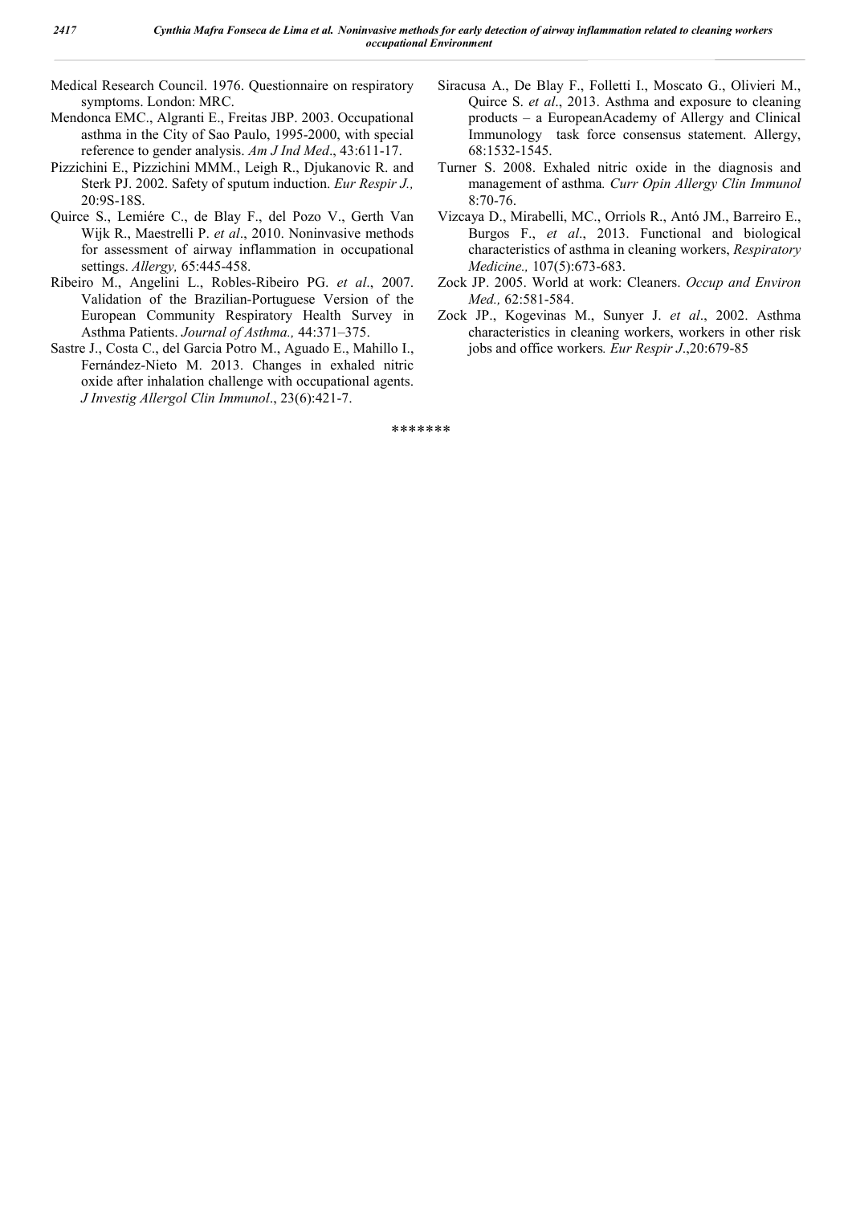Medical Research Council. 1976. Questionnaire on respiratory symptoms. London: MRC.

Mendonca EMC., Algranti E., Freitas JBP. 2003. Occupational asthma in the City of Sao Paulo, 1995-2000, with special reference to gender analysis. *Am J Ind Med*., 43:611-17.

Pizzichini E., Pizzichini MMM., Leigh R., Djukanovic R. and Sterk PJ. 2002. Safety of sputum induction. *Eur Respir J.,* 20:9S-18S.

Quirce S., Lemiére C., de Blay F., del Pozo V., Gerth Van Wijk R., Maestrelli P. *et al*., 2010. Noninvasive methods for assessment of airway inflammation in occupational settings. *Allergy,* 65:445-458.

Ribeiro M., Angelini L., Robles-Ribeiro PG. *et al*., 2007. Validation of the Brazilian-Portuguese Version of the European Community Respiratory Health Survey in Asthma Patients. *Journal of Asthma.,* 44:371–375.

Sastre J., Costa C., del Garcia Potro M., Aguado E., Mahillo I., Fernández-Nieto M. 2013. Changes in exhaled nitric oxide after inhalation challenge with occupational agents. *J Investig Allergol Clin Immunol*., 23(6):421-7.

Siracusa A., De Blay F., Folletti I., Moscato G., Olivieri M., Quirce S. *et al*., 2013. Asthma and exposure to cleaning products – a EuropeanAcademy of Allergy and Clinical Immunology task force consensus statement. Allergy, 68:1532-1545.

Turner S. 2008. Exhaled nitric oxide in the diagnosis and management of asthma*. Curr Opin Allergy Clin Immunol* 8:70-76.

Vizcaya D., Mirabelli, MC., Orriols R., Antó JM., Barreiro E., Burgos F., *et al*., 2013. Functional and biological characteristics of asthma in cleaning workers, *Respiratory Medicine.,* 107(5):673-683.

Zock JP. 2005. World at work: Cleaners. *Occup and Environ Med.,* 62:581-584.

Zock JP., Kogevinas M., Sunyer J. *et al*., 2002. Asthma characteristics in cleaning workers, workers in other risk jobs and office workers*. Eur Respir J*.,20:679-85

\*\*\*\*\*\*\*